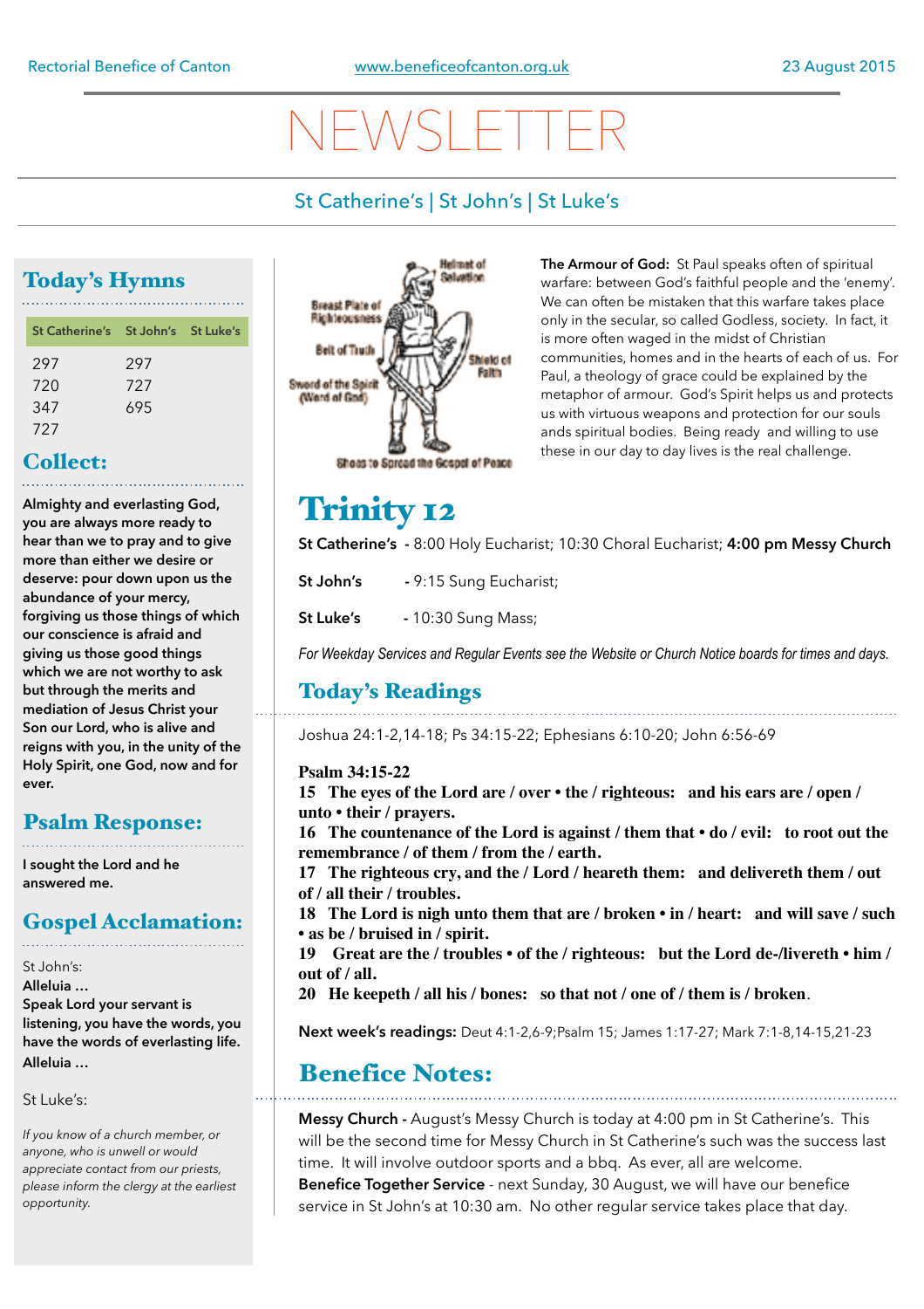Rectorial Benefice of Canton | www.beneficeofcanton.org.uk | 23 August 2015

# NEWSLETTER

St Catherine's | St John's | St Luke's

## Today's Hymns

| St Catherine's | St John's | St Luke's |
|---|---|---|
| 297 | 297 | |
| 720 | 727 | |
| 347 | 695 | |
| 727 | | |

## Collect:

**Almighty and everlasting God, you are always more ready to hear than we to pray and to give more than either we desire or deserve: pour down upon us the abundance of your mercy, forgiving us those things of which our conscience is afraid and giving us those good things which we are not worthy to ask but through the merits and mediation of Jesus Christ your Son our Lord, who is alive and reigns with you, in the unity of the Holy Spirit, one God, now and for ever.**

## Psalm Response:

**I sought the Lord and he answered me.**

## Gospel Acclamation:

St John's:

**Alleluia …**
**Speak Lord your servant is listening, you have the words, you have the words of everlasting life.**
**Alleluia …**

St Luke's:

*If you know of a church member, or anyone, who is unwell or would appreciate contact from our priests, please inform the clergy at the earliest opportunity.*

Helmet of Salvation; Breast Plate of Righteousness; Belt of Truth; Shield of Faith; Sword of the Spirit (Word of God); Shoes to Spread the Gospel of Peace

**The Armour of God:** St Paul speaks often of spiritual warfare: between God's faithful people and the 'enemy'. We can often be mistaken that this warfare takes place only in the secular, so called Godless, society. In fact, it is more often waged in the midst of Christian communities, homes and in the hearts of each of us. For Paul, a theology of grace could be explained by the metaphor of armour. God's Spirit helps us and protects us with virtuous weapons and protection for our souls ands spiritual bodies. Being ready and willing to use these in our day to day lives is the real challenge.

# Trinity 12

**St Catherine's** - 8:00 Holy Eucharist; 10:30 Choral Eucharist; **4:00 pm Messy Church**

**St John's** - 9:15 Sung Eucharist;

**St Luke's** - 10:30 Sung Mass;

*For Weekday Services and Regular Events see the Website or Church Notice boards for times and days.*

## Today's Readings

Joshua 24:1-2,14-18; Ps 34:15-22; Ephesians 6:10-20; John 6:56-69

**Psalm 34:15-22**

**15 The eyes of the Lord are / over • the / righteous: and his ears are / open / unto • their / prayers.**
**16 The countenance of the Lord is against / them that • do / evil: to root out the remembrance / of them / from the / earth.**
**17 The righteous cry, and the / Lord / heareth them: and delivereth them / out of / all their / troubles.**
**18 The Lord is nigh unto them that are / broken • in / heart: and will save / such • as be / bruised in / spirit.**
**19 Great are the / troubles • of the / righteous: but the Lord de-/livereth • him / out of / all.**
**20 He keepeth / all his / bones: so that not / one of / them is / broken.**

**Next week's readings:** Deut 4:1-2,6-9;Psalm 15; James 1:17-27; Mark 7:1-8,14-15,21-23

## Benefice Notes:

**Messy Church -** August's Messy Church is today at 4:00 pm in St Catherine's. This will be the second time for Messy Church in St Catherine's such was the success last time. It will involve outdoor sports and a bbq. As ever, all are welcome.
**Benefice Together Service** - next Sunday, 30 August, we will have our benefice service in St John's at 10:30 am. No other regular service takes place that day.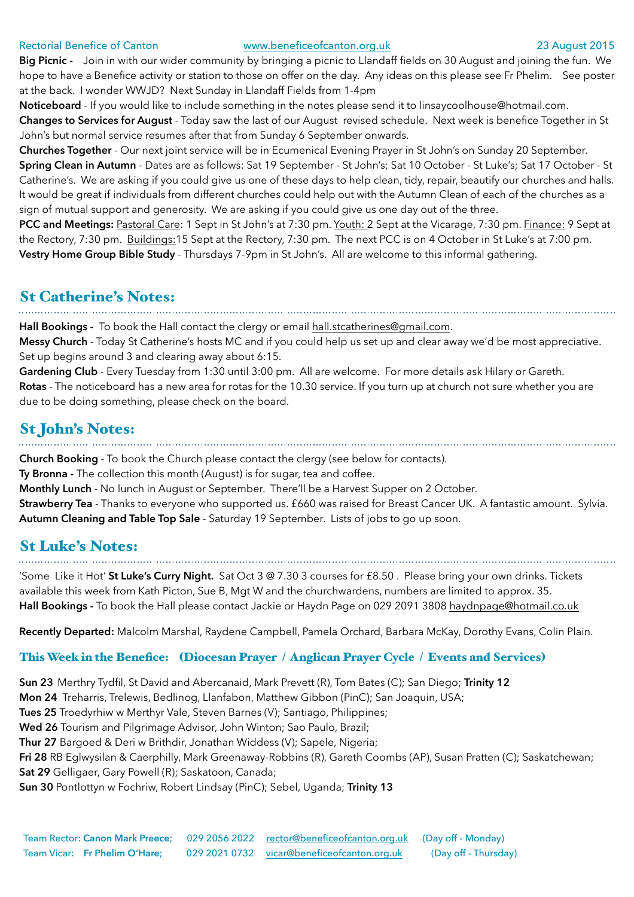**Big Picnic -** Join in with our wider community by bringing a picnic to Llandaff fields on 30 August and joining the fun. We hope to have a Benefice activity or station to those on offer on the day. Any ideas on this please see Fr Phelim. See poster at the back. I wonder WWJD? Next Sunday in Llandaff Fields from 1-4pm

**Noticeboard** - If you would like to include something in the notes please send it to linsaycoolhouse@hotmail.com.

**Changes to Services for August** - Today saw the last of our August revised schedule. Next week is benefice Together in St John's but normal service resumes after that from Sunday 6 September onwards.

**Churches Together** - Our next joint service will be in Ecumenical Evening Prayer in St John's on Sunday 20 September.

**Spring Clean in Autumn** - Dates are as follows: Sat 19 September - St John's; Sat 10 October - St Luke's; Sat 17 October - St Catherine's. We are asking if you could give us one of these days to help clean, tidy, repair, beautify our churches and halls. It would be great if individuals from different churches could help out with the Autumn Clean of each of the churches as a sign of mutual support and generosity. We are asking if you could give us one day out of the three.

**PCC and Meetings:** Pastoral Care: 1 Sept in St John's at 7:30 pm. Youth: 2 Sept at the Vicarage, 7:30 pm. Finance: 9 Sept at the Rectory, 7:30 pm. Buildings: 15 Sept at the Rectory, 7:30 pm. The next PCC is on 4 October in St Luke's at 7:00 pm.

**Vestry Home Group Bible Study** - Thursdays 7-9pm in St John's. All are welcome to this informal gathering.

## St Catherine's Notes:

**Hall Bookings -** To book the Hall contact the clergy or email hall.stcatherines@gmail.com.

**Messy Church** - Today St Catherine's hosts MC and if you could help us set up and clear away we'd be most appreciative. Set up begins around 3 and clearing away about 6:15.

**Gardening Club** - Every Tuesday from 1:30 until 3:00 pm. All are welcome. For more details ask Hilary or Gareth.

**Rotas** - The noticeboard has a new area for rotas for the 10.30 service. If you turn up at church not sure whether you are due to be doing something, please check on the board.

## St John's Notes:

**Church Booking** - To book the Church please contact the clergy (see below for contacts).

**Ty Bronna -** The collection this month (August) is for sugar, tea and coffee.

**Monthly Lunch** - No lunch in August or September. There'll be a Harvest Supper on 2 October.

**Strawberry Tea** - Thanks to everyone who supported us. £660 was raised for Breast Cancer UK. A fantastic amount. Sylvia.

**Autumn Cleaning and Table Top Sale** - Saturday 19 September. Lists of jobs to go up soon.

## St Luke's Notes:

'Some Like it Hot' **St Luke's Curry Night.** Sat Oct 3 @ 7.30 3 courses for £8.50 . Please bring your own drinks. Tickets available this week from Kath Picton, Sue B, Mgt W and the churchwardens, numbers are limited to approx. 35.

**Hall Bookings -** To book the Hall please contact Jackie or Haydn Page on 029 2091 3808 haydnpage@hotmail.co.uk

**Recently Departed:** Malcolm Marshal, Raydene Campbell, Pamela Orchard, Barbara McKay, Dorothy Evans, Colin Plain.

### This Week in the Benefice: (Diocesan Prayer / Anglican Prayer Cycle / Events and Services)

**Sun 23** Merthry Tydfil, St David and Abercanaid, Mark Prevett (R), Tom Bates (C); San Diego; **Trinity 12**

**Mon 24** Treharris, Trelewis, Bedlinog, Llanfabon, Matthew Gibbon (PinC); San Joaquin, USA;

**Tues 25** Troedyrhiw w Merthyr Vale, Steven Barnes (V); Santiago, Philippines;

**Wed 26** Tourism and Pilgrimage Advisor, John Winton; Sao Paulo, Brazil;

**Thur 27** Bargoed & Deri w Brithdir, Jonathan Widdess (V); Sapele, Nigeria;

**Fri 28** RB Eglwysilan & Caerphilly, Mark Greenaway-Robbins (R), Gareth Coombs (AP), Susan Pratten (C); Saskatchewan;

**Sat 29** Gelligaer, Gary Powell (R); Saskatoon, Canada;

**Sun 30** Pontlottyn w Fochriw, Robert Lindsay (PinC); Sebel, Uganda; **Trinity 13**

Team Rector: **Canon Mark Preece;** 029 2056 2022 rector@beneficeofcanton.org.uk (Day off - Monday)
Team Vicar: **Fr Phelim O'Hare;** 029 2021 0732 vicar@beneficeofcanton.org.uk (Day off - Thursday)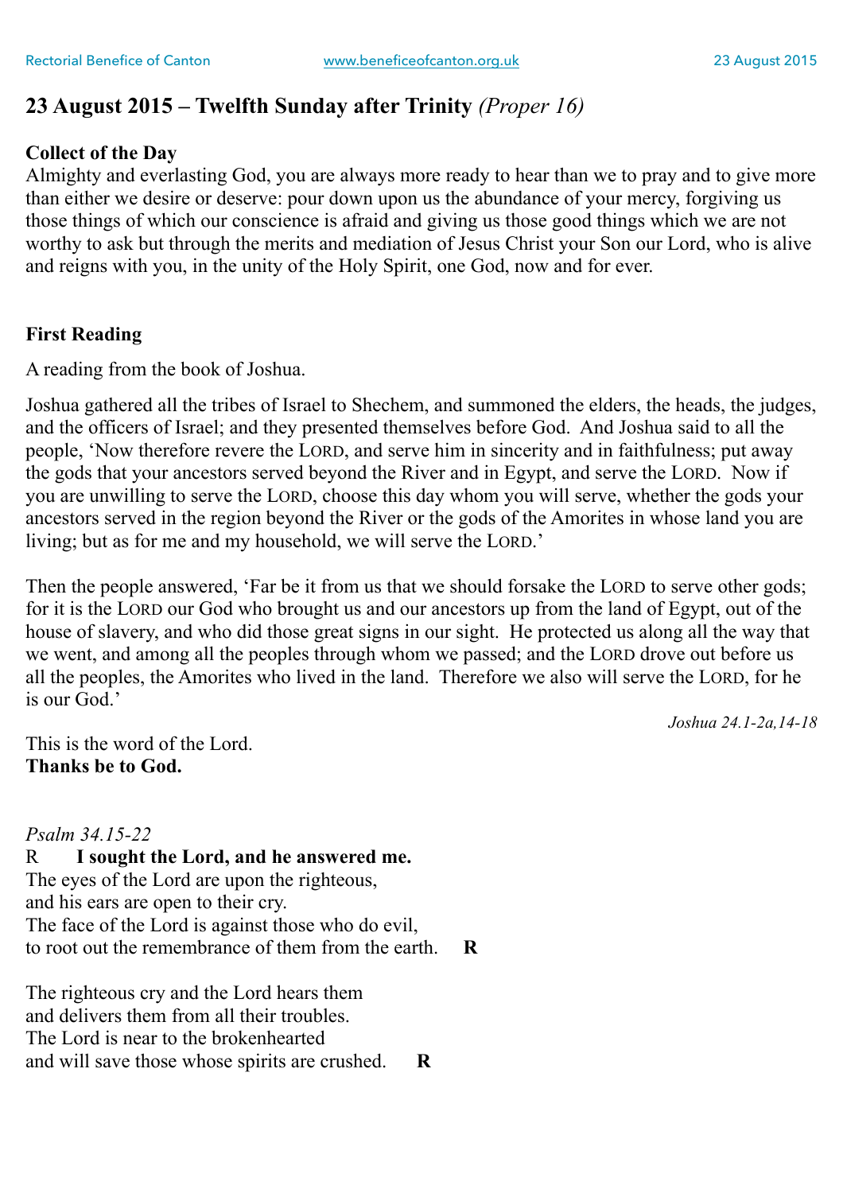## 23 August 2015 – Twelfth Sunday after Trinity *(Proper 16)*

**Collect of the Day**

Almighty and everlasting God, you are always more ready to hear than we to pray and to give more than either we desire or deserve: pour down upon us the abundance of your mercy, forgiving us those things of which our conscience is afraid and giving us those good things which we are not worthy to ask but through the merits and mediation of Jesus Christ your Son our Lord, who is alive and reigns with you, in the unity of the Holy Spirit, one God, now and for ever.

**First Reading**

A reading from the book of Joshua.

Joshua gathered all the tribes of Israel to Shechem, and summoned the elders, the heads, the judges, and the officers of Israel; and they presented themselves before God. And Joshua said to all the people, 'Now therefore revere the LORD, and serve him in sincerity and in faithfulness; put away the gods that your ancestors served beyond the River and in Egypt, and serve the LORD. Now if you are unwilling to serve the LORD, choose this day whom you will serve, whether the gods your ancestors served in the region beyond the River or the gods of the Amorites in whose land you are living; but as for me and my household, we will serve the LORD.'

Then the people answered, 'Far be it from us that we should forsake the LORD to serve other gods; for it is the LORD our God who brought us and our ancestors up from the land of Egypt, out of the house of slavery, and who did those great signs in our sight. He protected us along all the way that we went, and among all the peoples through whom we passed; and the LORD drove out before us all the peoples, the Amorites who lived in the land. Therefore we also will serve the LORD, for he is our God.'

*Joshua 24.1-2a,14-18*

This is the word of the Lord.
**Thanks be to God.**

*Psalm 34.15-22*

R **I sought the Lord, and he answered me.**

The eyes of the Lord are upon the righteous,
and his ears are open to their cry.
The face of the Lord is against those who do evil,
to root out the remembrance of them from the earth. **R**

The righteous cry and the Lord hears them
and delivers them from all their troubles.
The Lord is near to the brokenhearted
and will save those whose spirits are crushed. **R**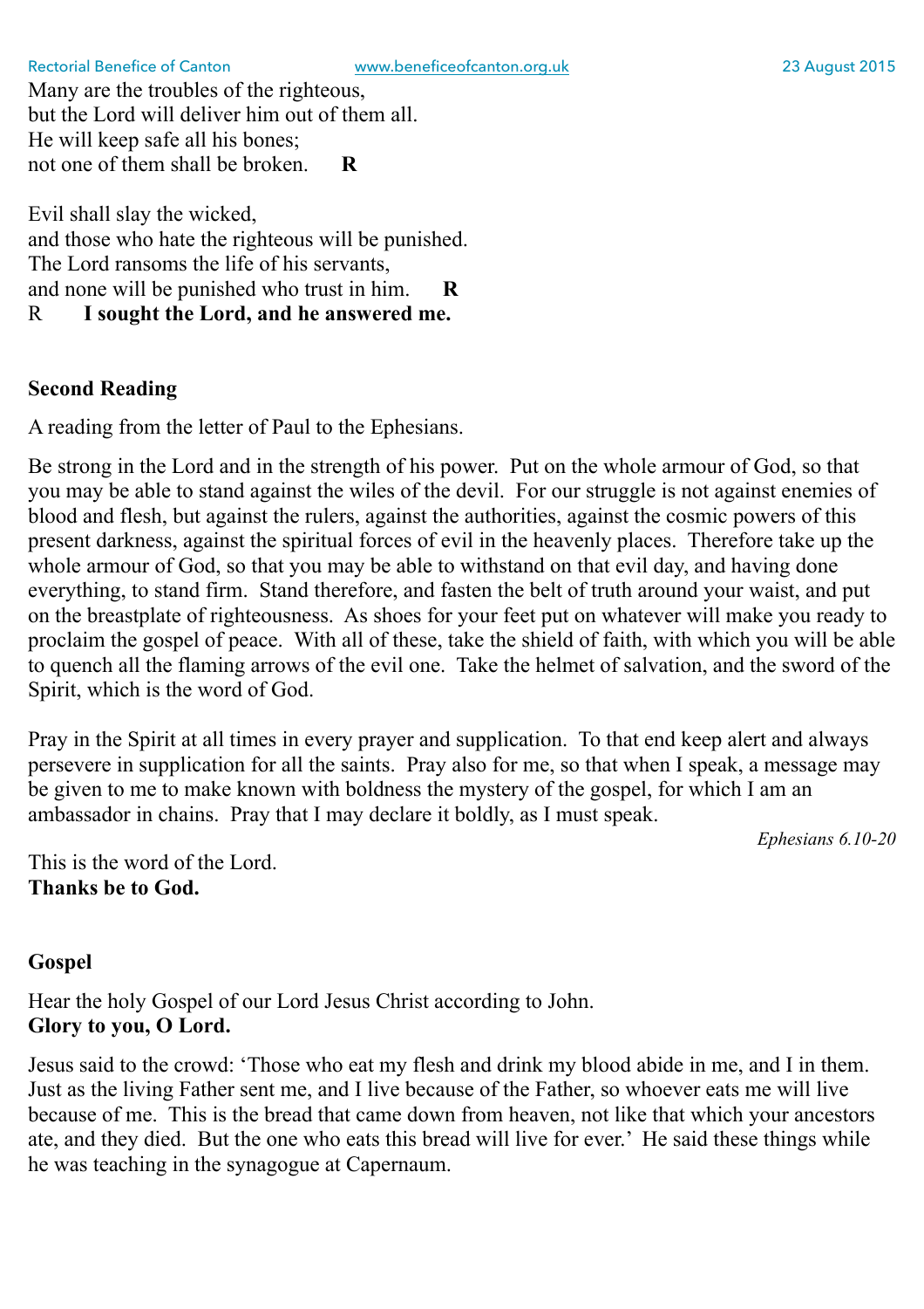Many are the troubles of the righteous,
but the Lord will deliver him out of them all.
He will keep safe all his bones;
not one of them shall be broken. **R**

Evil shall slay the wicked,
and those who hate the righteous will be punished.
The Lord ransoms the life of his servants,
and none will be punished who trust in him. **R**
R **I sought the Lord, and he answered me.**

**Second Reading**

A reading from the letter of Paul to the Ephesians.

Be strong in the Lord and in the strength of his power. Put on the whole armour of God, so that you may be able to stand against the wiles of the devil. For our struggle is not against enemies of blood and flesh, but against the rulers, against the authorities, against the cosmic powers of this present darkness, against the spiritual forces of evil in the heavenly places. Therefore take up the whole armour of God, so that you may be able to withstand on that evil day, and having done everything, to stand firm. Stand therefore, and fasten the belt of truth around your waist, and put on the breastplate of righteousness. As shoes for your feet put on whatever will make you ready to proclaim the gospel of peace. With all of these, take the shield of faith, with which you will be able to quench all the flaming arrows of the evil one. Take the helmet of salvation, and the sword of the Spirit, which is the word of God.

Pray in the Spirit at all times in every prayer and supplication. To that end keep alert and always persevere in supplication for all the saints. Pray also for me, so that when I speak, a message may be given to me to make known with boldness the mystery of the gospel, for which I am an ambassador in chains. Pray that I may declare it boldly, as I must speak.

*Ephesians 6.10-20*

This is the word of the Lord.
**Thanks be to God.**

**Gospel**

Hear the holy Gospel of our Lord Jesus Christ according to John.
**Glory to you, O Lord.**

Jesus said to the crowd: 'Those who eat my flesh and drink my blood abide in me, and I in them. Just as the living Father sent me, and I live because of the Father, so whoever eats me will live because of me. This is the bread that came down from heaven, not like that which your ancestors ate, and they died. But the one who eats this bread will live for ever.' He said these things while he was teaching in the synagogue at Capernaum.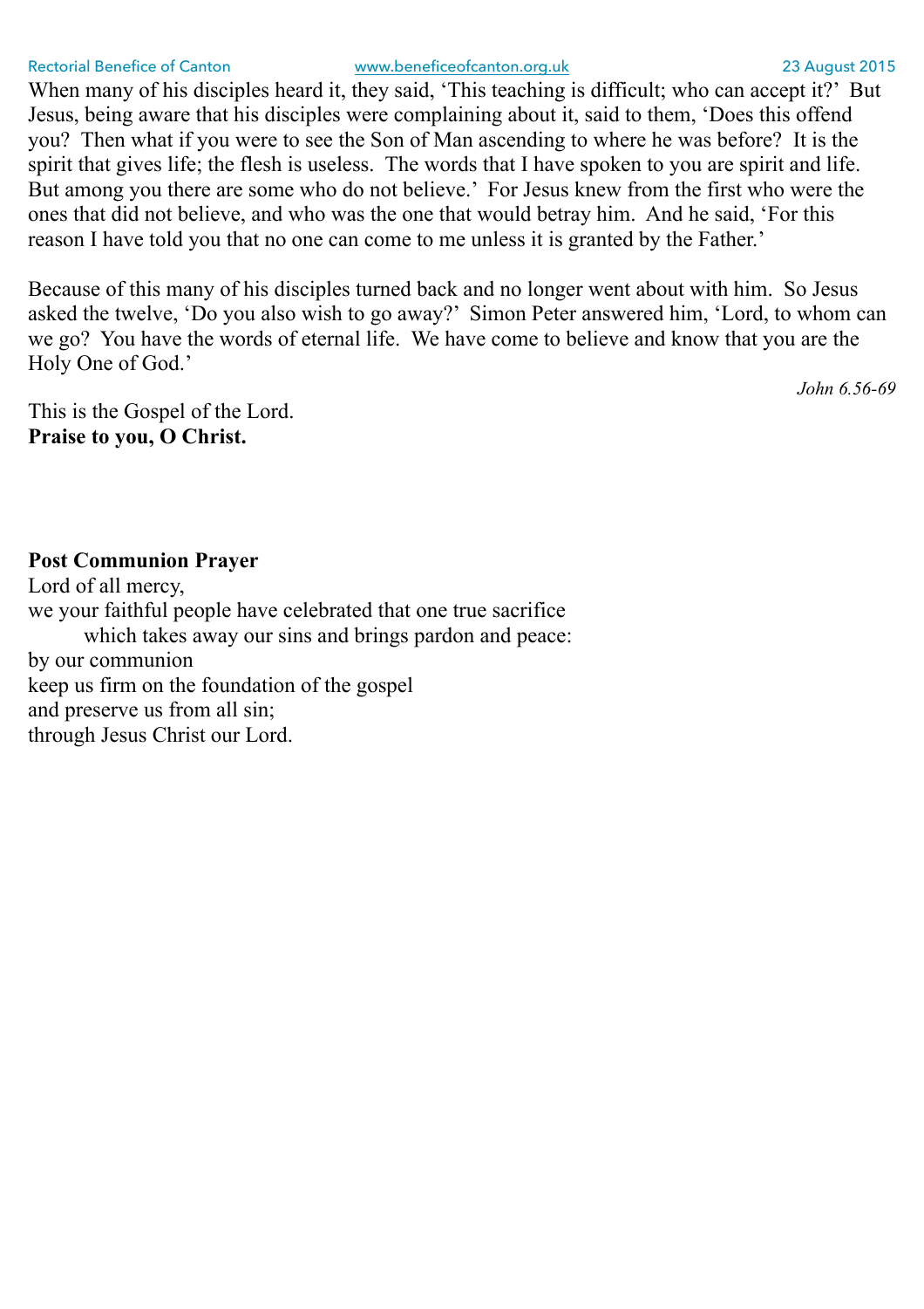When many of his disciples heard it, they said, ‘This teaching is difficult; who can accept it?’ But Jesus, being aware that his disciples were complaining about it, said to them, ‘Does this offend you? Then what if you were to see the Son of Man ascending to where he was before? It is the spirit that gives life; the flesh is useless. The words that I have spoken to you are spirit and life. But among you there are some who do not believe.’ For Jesus knew from the first who were the ones that did not believe, and who was the one that would betray him. And he said, ‘For this reason I have told you that no one can come to me unless it is granted by the Father.’

Because of this many of his disciples turned back and no longer went about with him. So Jesus asked the twelve, ‘Do you also wish to go away?’ Simon Peter answered him, ‘Lord, to whom can we go? You have the words of eternal life. We have come to believe and know that you are the Holy One of God.’

*John 6.56-69*

This is the Gospel of the Lord.
**Praise to you, O Christ.**

**Post Communion Prayer**

Lord of all mercy,
we your faithful people have celebrated that one true sacrifice
 which takes away our sins and brings pardon and peace:
by our communion
keep us firm on the foundation of the gospel
and preserve us from all sin;
through Jesus Christ our Lord.